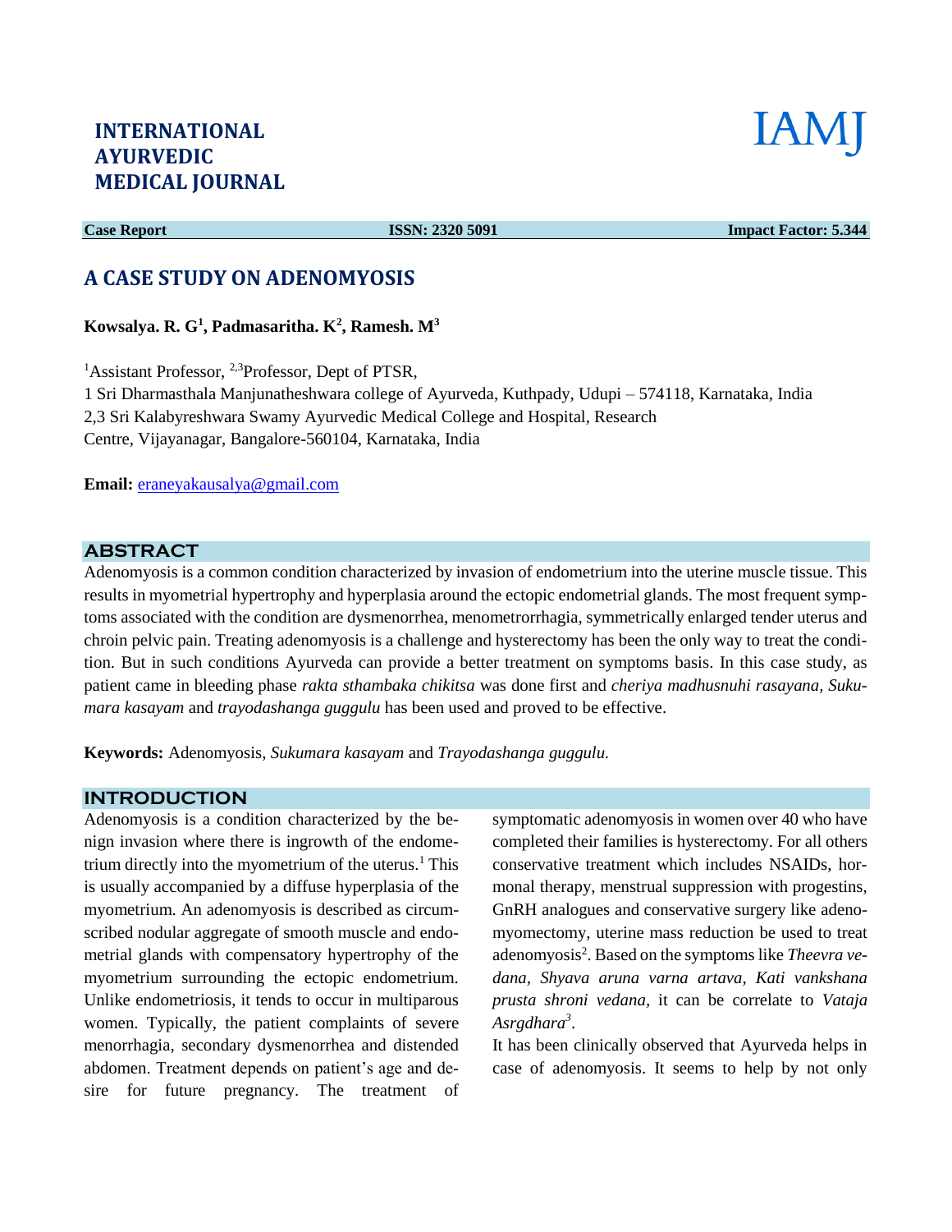# INTERNATIONAL AYURVEDIC MEDICAL JOURNAL

IAMJ

**Case Report** **ISSN: 2320 5091** **Impact Factor: 5.344**

## A CASE STUDY ON ADENOMYOSIS

**Kowsalya. R. G[1], Padmasaritha. K[2], Ramesh. M[3]**

[1]Assistant Professor, [2,3]Professor, Dept of PTSR,
1 Sri Dharmasthala Manjunatheshwara college of Ayurveda, Kuthpady, Udupi – 574118, Karnataka, India
2,3 Sri Kalabyreshwara Swamy Ayurvedic Medical College and Hospital, Research Centre, Vijayanagar, Bangalore-560104, Karnataka, India

**Email:** eraneyakausalya@gmail.com

## ABSTRACT

Adenomyosis is a common condition characterized by invasion of endometrium into the uterine muscle tissue. This results in myometrial hypertrophy and hyperplasia around the ectopic endometrial glands. The most frequent symptoms associated with the condition are dysmenorrhea, menometrorrhagia, symmetrically enlarged tender uterus and chroin pelvic pain. Treating adenomyosis is a challenge and hysterectomy has been the only way to treat the condition. But in such conditions Ayurveda can provide a better treatment on symptoms basis. In this case study, as patient came in bleeding phase *rakta sthambaka chikitsa* was done first and *cheriya madhusnuhi rasayana, Sukumara kasayam* and *trayodashanga guggulu* has been used and proved to be effective.

**Keywords:** Adenomyosis, *Sukumara kasayam* and *Trayodashanga guggulu.*

## INTRODUCTION

Adenomyosis is a condition characterized by the benign invasion where there is ingrowth of the endometrium directly into the myometrium of the uterus.[1] This is usually accompanied by a diffuse hyperplasia of the myometrium. An adenomyosis is described as circumscribed nodular aggregate of smooth muscle and endometrial glands with compensatory hypertrophy of the myometrium surrounding the ectopic endometrium. Unlike endometriosis, it tends to occur in multiparous women. Typically, the patient complaints of severe menorrhagia, secondary dysmenorrhea and distended abdomen. Treatment depends on patient's age and desire for future pregnancy. The treatment of symptomatic adenomyosis in women over 40 who have completed their families is hysterectomy. For all others conservative treatment which includes NSAIDs, hormonal therapy, menstrual suppression with progestins, GnRH analogues and conservative surgery like adenomyomectomy, uterine mass reduction be used to treat adenomyosis[2]. Based on the symptoms like *Theevra vedana, Shyava aruna varna artava, Kati vankshana prusta shroni vedana*, it can be correlate to *Vataja Asrgdhara*[3].

It has been clinically observed that Ayurveda helps in case of adenomyosis. It seems to help by not only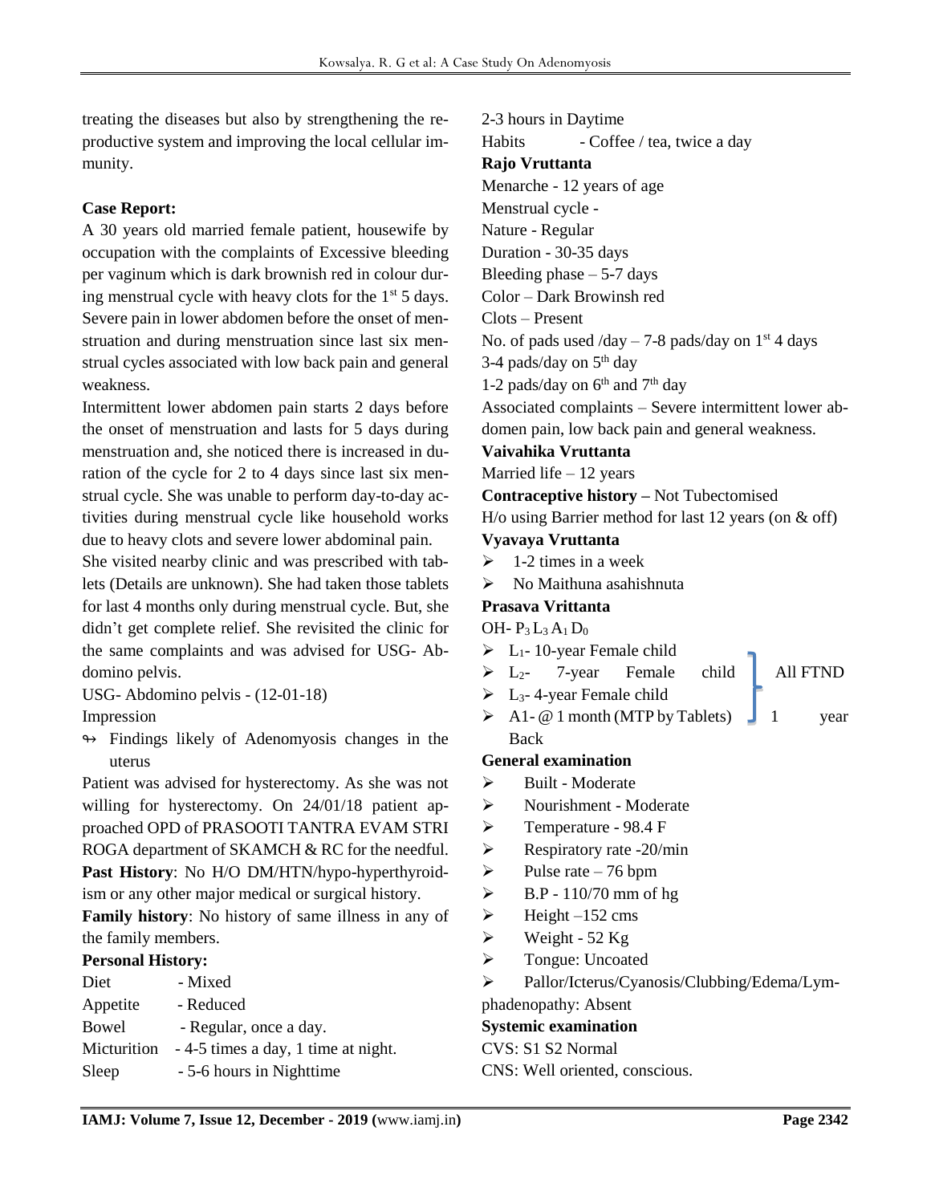treating the diseases but also by strengthening the reproductive system and improving the local cellular immunity.

**Case Report:**

A 30 years old married female patient, housewife by occupation with the complaints of Excessive bleeding per vaginum which is dark brownish red in colour during menstrual cycle with heavy clots for the 1st 5 days. Severe pain in lower abdomen before the onset of menstruation and during menstruation since last six menstrual cycles associated with low back pain and general weakness.

Intermittent lower abdomen pain starts 2 days before the onset of menstruation and lasts for 5 days during menstruation and, she noticed there is increased in duration of the cycle for 2 to 4 days since last six menstrual cycle. She was unable to perform day-to-day activities during menstrual cycle like household works due to heavy clots and severe lower abdominal pain.

She visited nearby clinic and was prescribed with tablets (Details are unknown). She had taken those tablets for last 4 months only during menstrual cycle. But, she didn't get complete relief. She revisited the clinic for the same complaints and was advised for USG- Abdomino pelvis.

USG- Abdomino pelvis - (12-01-18)

Impression

- Findings likely of Adenomyosis changes in the uterus

Patient was advised for hysterectomy. As she was not willing for hysterectomy. On 24/01/18 patient approached OPD of PRASOOTI TANTRA EVAM STRI ROGA department of SKAMCH & RC for the needful.

**Past History**: No H/O DM/HTN/hypo-hyperthyroidism or any other major medical or surgical history.

**Family history**: No history of same illness in any of the family members.

**Personal History:**

Diet - Mixed
Appetite - Reduced
Bowel - Regular, once a day.
Micturition - 4-5 times a day, 1 time at night.
Sleep - 5-6 hours in Nighttime
2-3 hours in Daytime
Habits - Coffee / tea, twice a day

**Rajo Vruttanta**

Menarche - 12 years of age
Menstrual cycle -
Nature - Regular
Duration - 30-35 days
Bleeding phase – 5-7 days
Color – Dark Browinsh red
Clots – Present
No. of pads used /day – 7-8 pads/day on 1st 4 days
3-4 pads/day on 5th day
1-2 pads/day on 6th and 7th day
Associated complaints – Severe intermittent lower abdomen pain, low back pain and general weakness.

**Vaivahika Vruttanta**

Married life – 12 years

**Contraceptive history –** Not Tubectomised
H/o using Barrier method for last 12 years (on & off)

**Vyavaya Vruttanta**

- 1-2 times in a week
- No Maithuna asahishnuta

**Prasava Vrittanta**

OH- $P_3 L_3 A_1 D_0$

- $L_1$- 10-year Female child
- $L_2$- 7-year Female child
- $L_3$- 4-year Female child
- A1- @ 1 month (MTP by Tablets) 1 year Back

All FTND

**General examination**

- Built - Moderate
- Nourishment - Moderate
- Temperature - 98.4 F
- Respiratory rate -20/min
- Pulse rate – 76 bpm
- B.P - 110/70 mm of hg
- Height –152 cms
- Weight - 52 Kg
- Tongue: Uncoated
- Pallor/Icterus/Cyanosis/Clubbing/Edema/Lymphadenopathy: Absent

**Systemic examination**

CVS: S1 S2 Normal
CNS: Well oriented, conscious.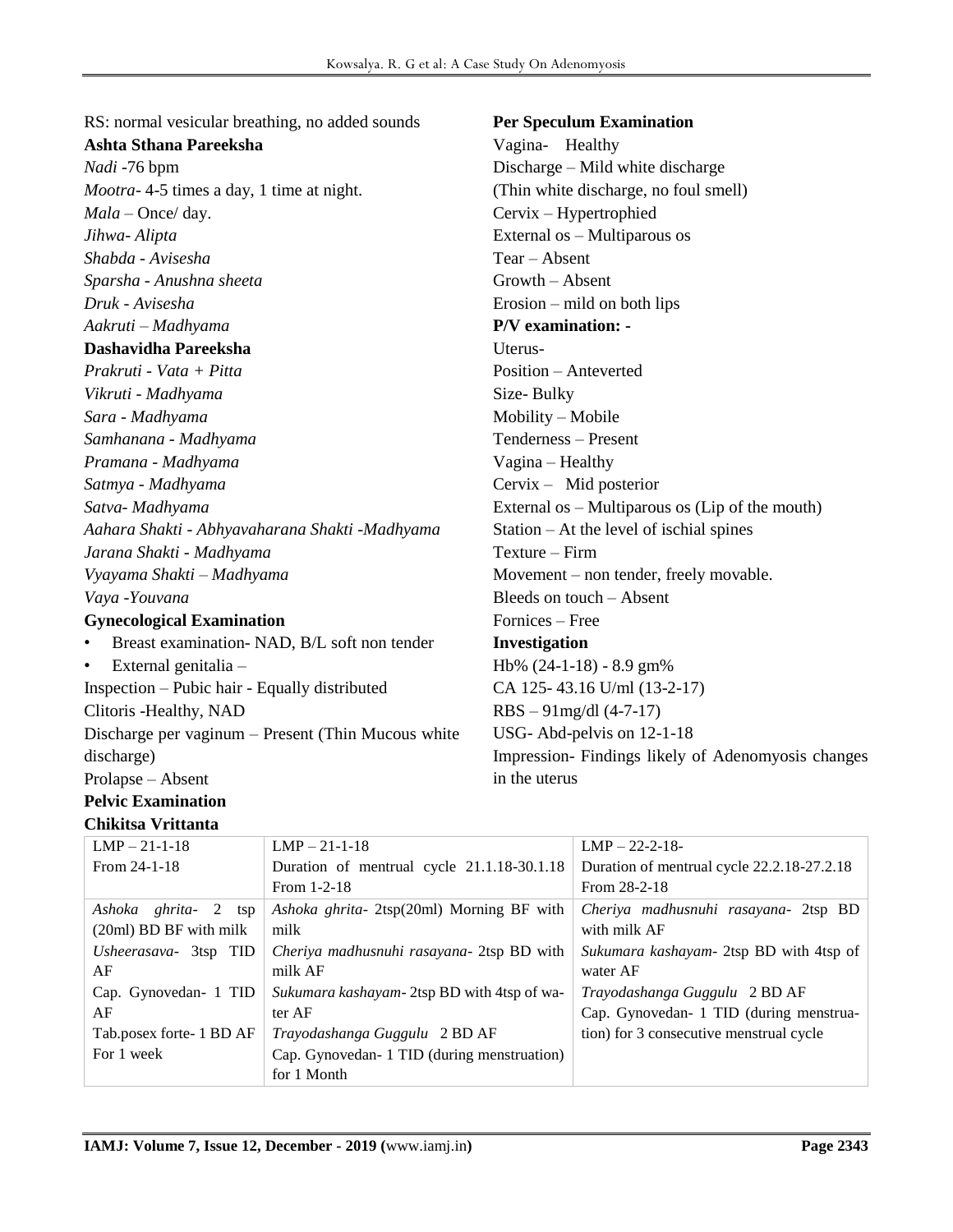RS: normal vesicular breathing, no added sounds

**Ashta Sthana Pareeksha**

*Nadi* -76 bpm

*Mootra*- 4-5 times a day, 1 time at night.

*Mala* – Once/ day.

*Jihwa- Alipta*

*Shabda - Avisesha*

*Sparsha - Anushna sheeta*

*Druk - Avisesha*

*Aakruti – Madhyama*

**Dashavidha Pareeksha**

*Prakruti - Vata + Pitta*

*Vikruti - Madhyama*

*Sara - Madhyama*

*Samhanana - Madhyama*

*Pramana - Madhyama*

*Satmya - Madhyama*

*Satva- Madhyama*

*Aahara Shakti - Abhyavaharana Shakti -Madhyama*

*Jarana Shakti - Madhyama*

*Vyayama Shakti – Madhyama*

*Vaya -Youvana*

**Gynecological Examination**

- Breast examination- NAD, B/L soft non tender
- External genitalia –

Inspection – Pubic hair - Equally distributed

Clitoris -Healthy, NAD

Discharge per vaginum – Present (Thin Mucous white discharge)

Prolapse – Absent

**Pelvic Examination**

**Per Speculum Examination**

Vagina- Healthy

Discharge – Mild white discharge

(Thin white discharge, no foul smell)

Cervix – Hypertrophied

External os – Multiparous os

Tear – Absent

Growth – Absent

Erosion – mild on both lips

**P/V examination: -**

Uterus-

Position – Anteverted

Size- Bulky

Mobility – Mobile

Tenderness – Present

Vagina – Healthy

Cervix – Mid posterior

External os – Multiparous os (Lip of the mouth)

Station – At the level of ischial spines

Texture – Firm

Movement – non tender, freely movable.

Bleeds on touch – Absent

Fornices – Free

**Investigation**

Hb% (24-1-18) - 8.9 gm%

CA 125- 43.16 U/ml (13-2-17)

RBS – 91mg/dl (4-7-17)

USG- Abd-pelvis on 12-1-18

Impression- Findings likely of Adenomyosis changes in the uterus

**Chikitsa Vrittanta**

| LMP – 21-1-18<br>From 24-1-18 | LMP – 21-1-18<br>Duration of mentrual cycle 21.1.18-30.1.18<br>From 1-2-18 | LMP – 22-2-18-<br>Duration of menstrual cycle 22.2.18-27.2.18<br>From 28-2-18 |
|---|---|---|
| *Ashoka ghrita*- 2 tsp (20ml) BD BF with milk<br>*Usheerasava*- 3tsp TID AF<br>Cap. Gynovedan- 1 TID AF<br>Tab.posex forte- 1 BD AF<br>For 1 week | *Ashoka ghrita*- 2tsp(20ml) Morning BF with milk<br>*Cheriya madhusnuhi rasayana*- 2tsp BD with milk AF<br>*Sukumara kashayam*- 2tsp BD with 4tsp of water AF<br>*Trayodashanga Guggulu* 2 BD AF<br>Cap. Gynovedan- 1 TID (during menstruation) for 1 Month | *Cheriya madhusnuhi rasayana*- 2tsp BD with milk AF<br>*Sukumara kashayam*- 2tsp BD with 4tsp of water AF<br>*Trayodashanga Guggulu* 2 BD AF<br>Cap. Gynovedan- 1 TID (during menstruation) for 3 consecutive menstrual cycle |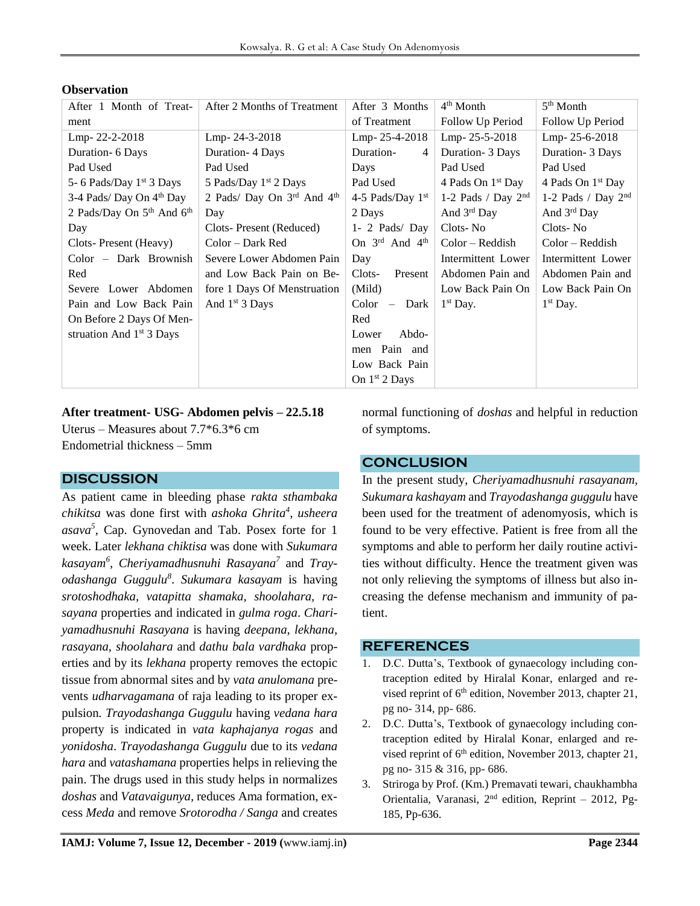### Observation

| After 1 Month of Treatment | After 2 Months of Treatment | After 3 Months of Treatment | 4th Month Follow Up Period | 5th Month Follow Up Period |
|---|---|---|---|---|
| Lmp- 22-2-2018<br>Duration- 6 Days<br>Pad Used<br>5- 6 Pads/Day 1st 3 Days<br>3-4 Pads/ Day On 4th Day<br>2 Pads/Day On 5th And 6th Day<br>Clots- Present (Heavy)<br>Color – Dark Brownish Red<br>Severe Lower Abdomen Pain and Low Back Pain On Before 2 Days Of Menstruation And 1st 3 Days | Lmp- 24-3-2018<br>Duration- 4 Days<br>Pad Used<br>5 Pads/Day 1st 2 Days<br>2 Pads/ Day On 3rd And 4th Day<br>Clots- Present (Reduced)<br>Color – Dark Red<br>Severe Lower Abdomen Pain and Low Back Pain on Before 1 Days Of Menstruation And 1st 3 Days | Lmp- 25-4-2018<br>Duration- 4 Days<br>Pad Used<br>4-5 Pads/Day 1st 2 Days<br>1- 2 Pads/ Day On 3rd And 4th Day<br>Clots- Present (Mild)<br>Color – Dark Red<br>Lower Abdomen Pain and Low Back Pain On 1st 2 Days | Lmp- 25-5-2018<br>Duration- 3 Days<br>Pad Used<br>4 Pads On 1st Day<br>1-2 Pads / Day 2nd And 3rd Day<br>Clots- No<br>Color – Reddish<br>Intermittent Lower Abdomen Pain and Low Back Pain On 1st Day. | Lmp- 25-6-2018<br>Duration- 3 Days<br>Pad Used<br>4 Pads On 1st Day<br>1-2 Pads / Day 2nd And 3rd Day<br>Clots- No<br>Color – Reddish<br>Intermittent Lower Abdomen Pain and Low Back Pain On 1st Day. |

**After treatment- USG- Abdomen pelvis – 22.5.18**
Uterus – Measures about 7.7*6.3*6 cm
Endometrial thickness – 5mm

## DISCUSSION

As patient came in bleeding phase *rakta sthambaka chikitsa* was done first with *ashoka Ghrita*[4], *usheera asava*[5], Cap. Gynovedan and Tab. Posex forte for 1 week. Later *lekhana chiktisa* was done with *Sukumara kasayam*[6], *Cheriyamadhusnuhi Rasayana*[7] and *Trayodashanga Guggulu*[8]. *Sukumara kasayam* is having *srotoshodhaka, vatapitta shamaka, shoolahara, rasayana* properties and indicated in *gulma roga*. *Chariyamadhusnuhi Rasayana* is having *deepana, lekhana, rasayana, shoolahara* and *dathu bala vardhaka* properties and by its *lekhana* property removes the ectopic tissue from abnormal sites and by *vata anulomana* prevents *udharvagamana* of raja leading to its proper expulsion. *Trayodashanga Guggulu* having *vedana hara* property is indicated in *vata kaphajanya rogas* and *yonidosha*. *Trayodashanga Guggulu* due to its *vedana hara* and *vatashamana* properties helps in relieving the pain. The drugs used in this study helps in normalizes *doshas* and *Vatavaigunya*, reduces Ama formation, excess *Meda* and remove *Srotorodha / Sanga* and creates normal functioning of *doshas* and helpful in reduction of symptoms.

## CONCLUSION

In the present study, *Cheriyamadhusnuhi rasayanam, Sukumara kashayam* and *Trayodashanga guggulu* have been used for the treatment of adenomyosis, which is found to be very effective. Patient is free from all the symptoms and able to perform her daily routine activities without difficulty. Hence the treatment given was not only relieving the symptoms of illness but also increasing the defense mechanism and immunity of patient.

## REFERENCES

1. D.C. Dutta's, Textbook of gynaecology including contraception edited by Hiralal Konar, enlarged and revised reprint of 6th edition, November 2013, chapter 21, pg no- 314, pp- 686.
2. D.C. Dutta's, Textbook of gynaecology including contraception edited by Hiralal Konar, enlarged and revised reprint of 6th edition, November 2013, chapter 21, pg no- 315 & 316, pp- 686.
3. Striroga by Prof. (Km.) Premavati tewari, chaukhambha Orientalia, Varanasi, 2nd edition, Reprint – 2012, Pg- 185, Pp-636.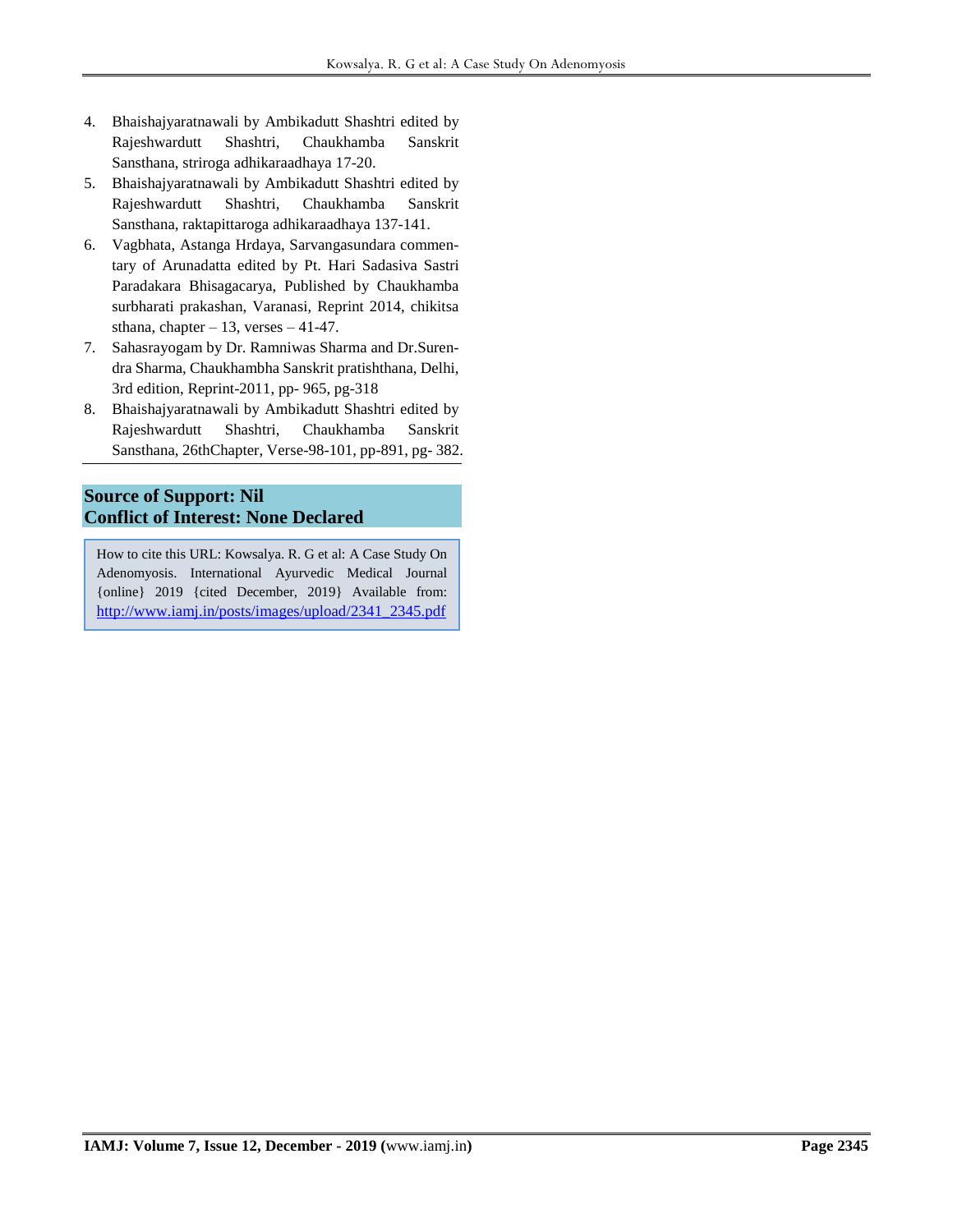4. Bhaishajyaratnawali by Ambikadutt Shashtri edited by Rajeshwardutt Shashtri, Chaukhamba Sanskrit Sansthana, striroga adhikaraadhaya 17-20.
5. Bhaishajyaratnawali by Ambikadutt Shashtri edited by Rajeshwardutt Shashtri, Chaukhamba Sanskrit Sansthana, raktapittaroga adhikaraadhaya 137-141.
6. Vagbhata, Astanga Hrdaya, Sarvangasundara commentary of Arunadatta edited by Pt. Hari Sadasiva Sastri Paradakara Bhisagacarya, Published by Chaukhamba surbharati prakashan, Varanasi, Reprint 2014, chikitsa sthana, chapter – 13, verses – 41-47.
7. Sahasrayogam by Dr. Ramniwas Sharma and Dr.Surendra Sharma, Chaukhambha Sanskrit pratishthana, Delhi, 3rd edition, Reprint-2011, pp- 965, pg-318
8. Bhaishajyaratnawali by Ambikadutt Shashtri edited by Rajeshwardutt Shashtri, Chaukhamba Sanskrit Sansthana, 26thChapter, Verse-98-101, pp-891, pg- 382.

**Source of Support: Nil**
**Conflict of Interest: None Declared**

How to cite this URL: Kowsalya. R. G et al: A Case Study On Adenomyosis. International Ayurvedic Medical Journal {online} 2019 {cited December, 2019} Available from: http://www.iamj.in/posts/images/upload/2341_2345.pdf